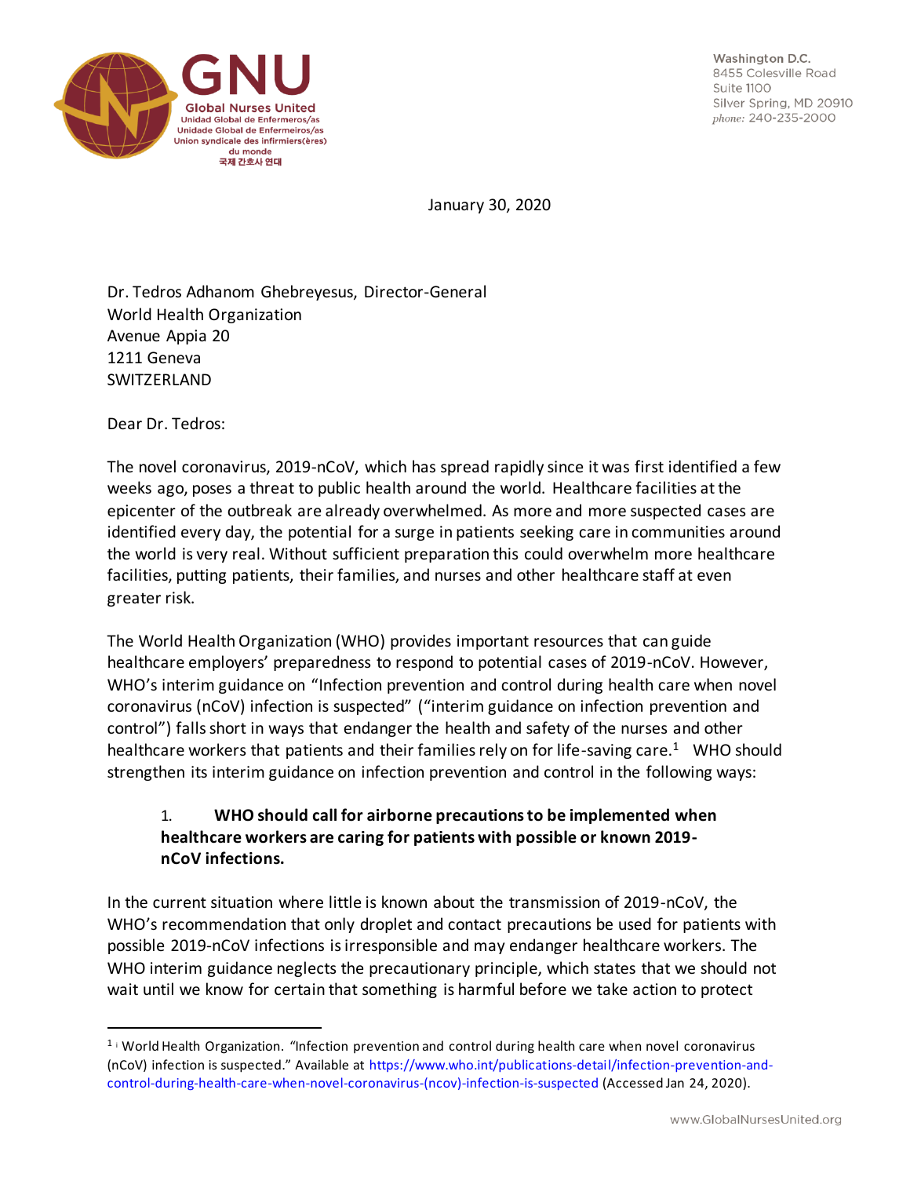**GNU**
**Global Nurses United**
Unidad Global de Enfermeros/as
Unidade Global de Enfermeiros/as
Union syndicale des infirmiers(ères) du monde
국제 간호사 연대

Washington D.C.
8455 Colesville Road
Suite 1100
Silver Spring, MD 20910
*phone:* 240-235-2000

January 30, 2020

Dr. Tedros Adhanom Ghebreyesus, Director-General
World Health Organization
Avenue Appia 20
1211 Geneva
SWITZERLAND

Dear Dr. Tedros:

The novel coronavirus, 2019-nCoV, which has spread rapidly since it was first identified a few weeks ago, poses a threat to public health around the world. Healthcare facilities at the epicenter of the outbreak are already overwhelmed. As more and more suspected cases are identified every day, the potential for a surge in patients seeking care in communities around the world is very real. Without sufficient preparation this could overwhelm more healthcare facilities, putting patients, their families, and nurses and other healthcare staff at even greater risk.

The World Health Organization (WHO) provides important resources that can guide healthcare employers' preparedness to respond to potential cases of 2019-nCoV. However, WHO's interim guidance on "Infection prevention and control during health care when novel coronavirus (nCoV) infection is suspected" ("interim guidance on infection prevention and control") falls short in ways that endanger the health and safety of the nurses and other healthcare workers that patients and their families rely on for life-saving care.[1] WHO should strengthen its interim guidance on infection prevention and control in the following ways:

1. **WHO should call for airborne precautions to be implemented when healthcare workers are caring for patients with possible or known 2019-nCoV infections.**

In the current situation where little is known about the transmission of 2019-nCoV, the WHO's recommendation that only droplet and contact precautions be used for patients with possible 2019-nCoV infections is irresponsible and may endanger healthcare workers. The WHO interim guidance neglects the precautionary principle, which states that we should not wait until we know for certain that something is harmful before we take action to protect

---

[1] World Health Organization. "Infection prevention and control during health care when novel coronavirus (nCoV) infection is suspected." Available at https://www.who.int/publications-detail/infection-prevention-and-control-during-health-care-when-novel-coronavirus-(ncov)-infection-is-suspected (Accessed Jan 24, 2020).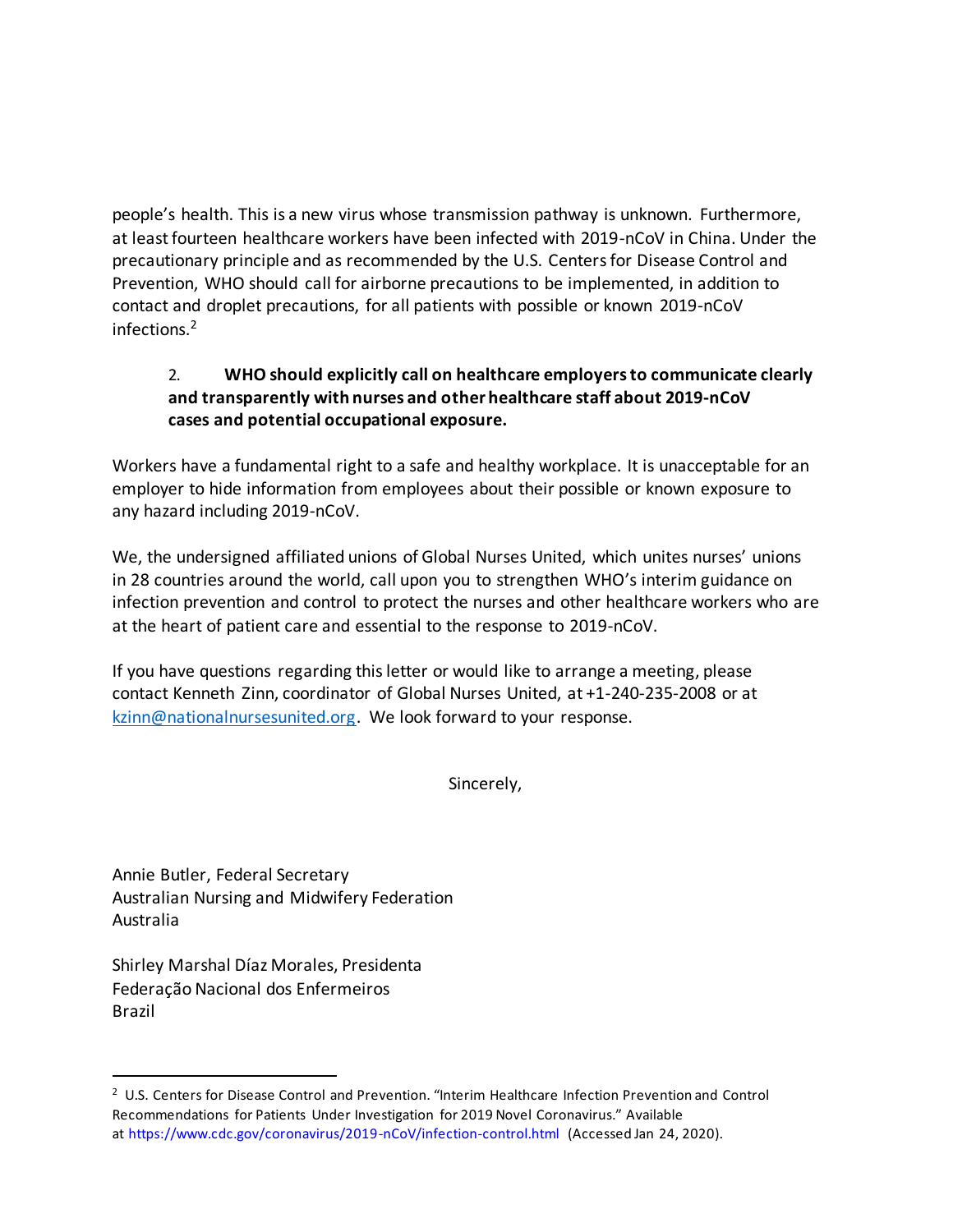people's health. This is a new virus whose transmission pathway is unknown. Furthermore, at least fourteen healthcare workers have been infected with 2019-nCoV in China. Under the precautionary principle and as recommended by the U.S. Centers for Disease Control and Prevention, WHO should call for airborne precautions to be implemented, in addition to contact and droplet precautions, for all patients with possible or known 2019-nCoV infections.[2]

2. **WHO should explicitly call on healthcare employers to communicate clearly and transparently with nurses and other healthcare staff about 2019-nCoV cases and potential occupational exposure.**

Workers have a fundamental right to a safe and healthy workplace. It is unacceptable for an employer to hide information from employees about their possible or known exposure to any hazard including 2019-nCoV.

We, the undersigned affiliated unions of Global Nurses United, which unites nurses' unions in 28 countries around the world, call upon you to strengthen WHO's interim guidance on infection prevention and control to protect the nurses and other healthcare workers who are at the heart of patient care and essential to the response to 2019-nCoV.

If you have questions regarding this letter or would like to arrange a meeting, please contact Kenneth Zinn, coordinator of Global Nurses United, at +1-240-235-2008 or at kzinn@nationalnursesunited.org. We look forward to your response.

Sincerely,

Annie Butler, Federal Secretary
Australian Nursing and Midwifery Federation
Australia

Shirley Marshal Díaz Morales, Presidenta
Federação Nacional dos Enfermeiros
Brazil

---

[2] U.S. Centers for Disease Control and Prevention. "Interim Healthcare Infection Prevention and Control Recommendations for Patients Under Investigation for 2019 Novel Coronavirus." Available at https://www.cdc.gov/coronavirus/2019-nCoV/infection-control.html (Accessed Jan 24, 2020).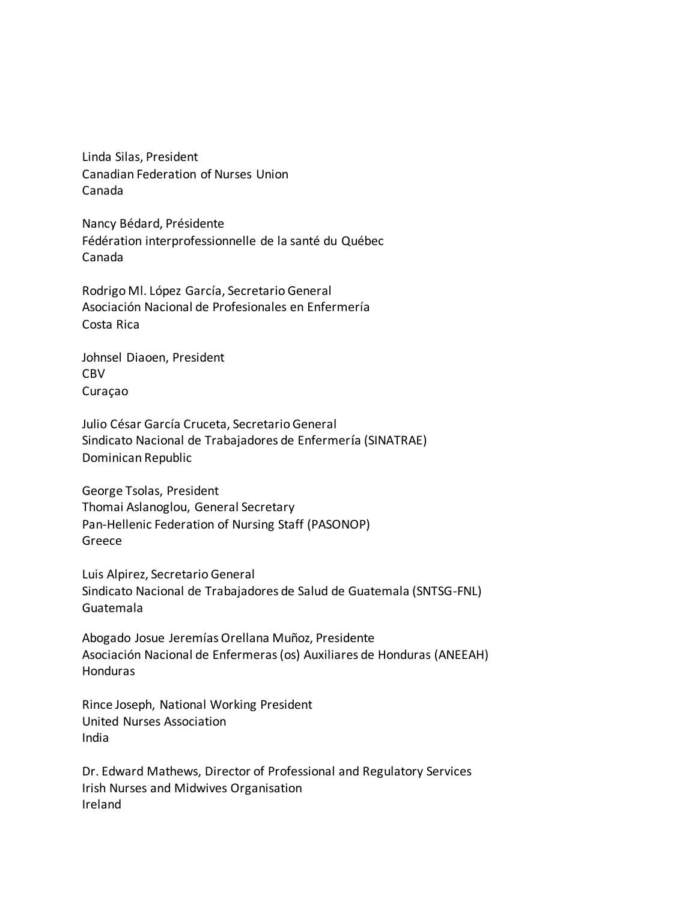Linda Silas, President
Canadian Federation of Nurses Union
Canada

Nancy Bédard, Présidente
Fédération interprofessionnelle de la santé du Québec
Canada

Rodrigo Ml. López García, Secretario General
Asociación Nacional de Profesionales en Enfermería
Costa Rica

Johnsel Diaoen, President
CBV
Curaçao

Julio César García Cruceta, Secretario General
Sindicato Nacional de Trabajadores de Enfermería (SINATRAE)
Dominican Republic

George Tsolas, President
Thomai Aslanoglou, General Secretary
Pan-Hellenic Federation of Nursing Staff (PASONOP)
Greece

Luis Alpirez, Secretario General
Sindicato Nacional de Trabajadores de Salud de Guatemala (SNTSG-FNL)
Guatemala

Abogado Josue Jeremías Orellana Muñoz, Presidente
Asociación Nacional de Enfermeras (os) Auxiliares de Honduras (ANEEAH)
Honduras

Rince Joseph, National Working President
United Nurses Association
India

Dr. Edward Mathews, Director of Professional and Regulatory Services
Irish Nurses and Midwives Organisation
Ireland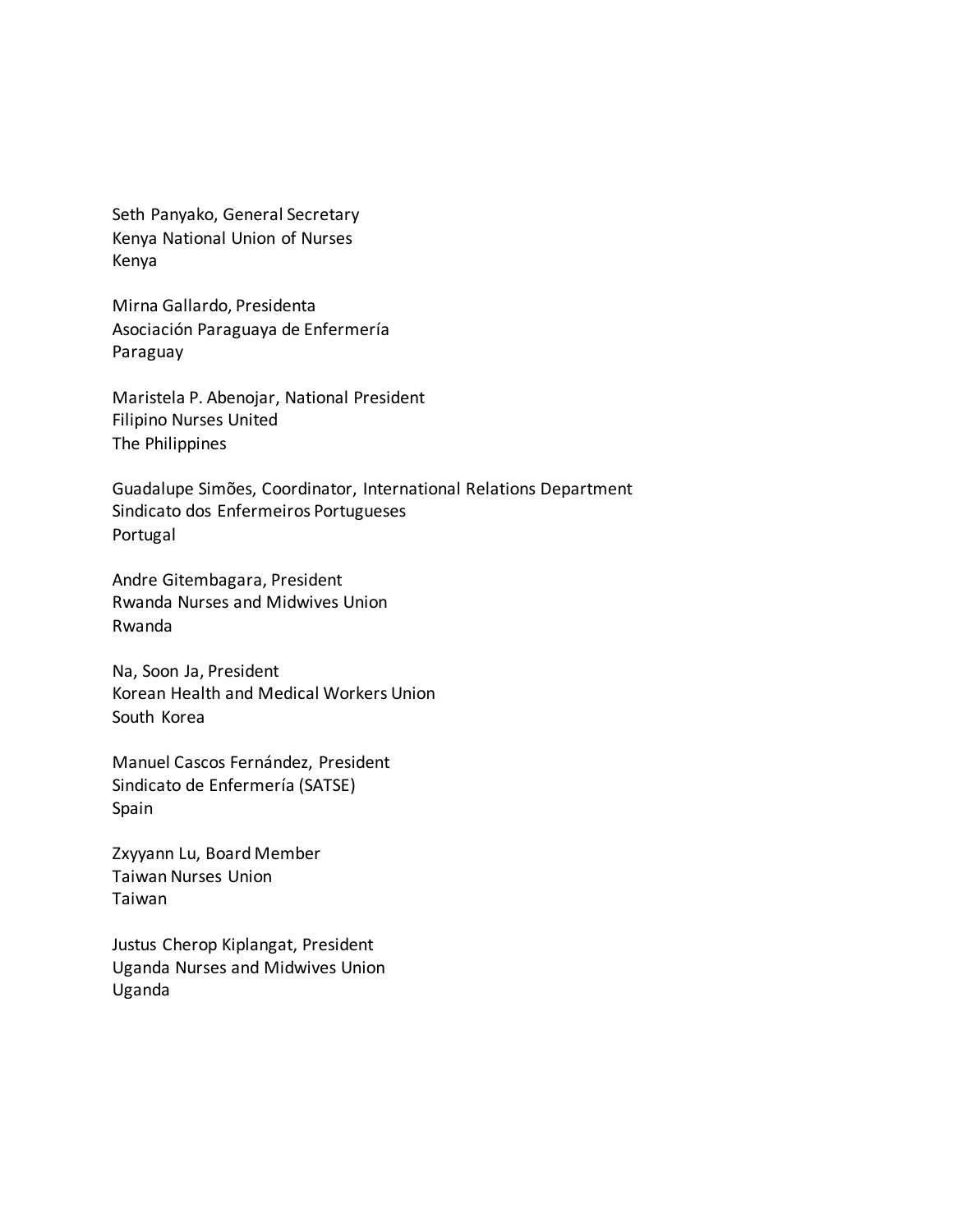Seth Panyako, General Secretary
Kenya National Union of Nurses
Kenya

Mirna Gallardo, Presidenta
Asociación Paraguaya de Enfermería
Paraguay

Maristela P. Abenojar, National President
Filipino Nurses United
The Philippines

Guadalupe Simões, Coordinator, International Relations Department
Sindicato dos Enfermeiros Portugueses
Portugal

Andre Gitembagara, President
Rwanda Nurses and Midwives Union
Rwanda

Na, Soon Ja, President
Korean Health and Medical Workers Union
South Korea

Manuel Cascos Fernández, President
Sindicato de Enfermería (SATSE)
Spain

Zxyyann Lu, Board Member
Taiwan Nurses Union
Taiwan

Justus Cherop Kiplangat, President
Uganda Nurses and Midwives Union
Uganda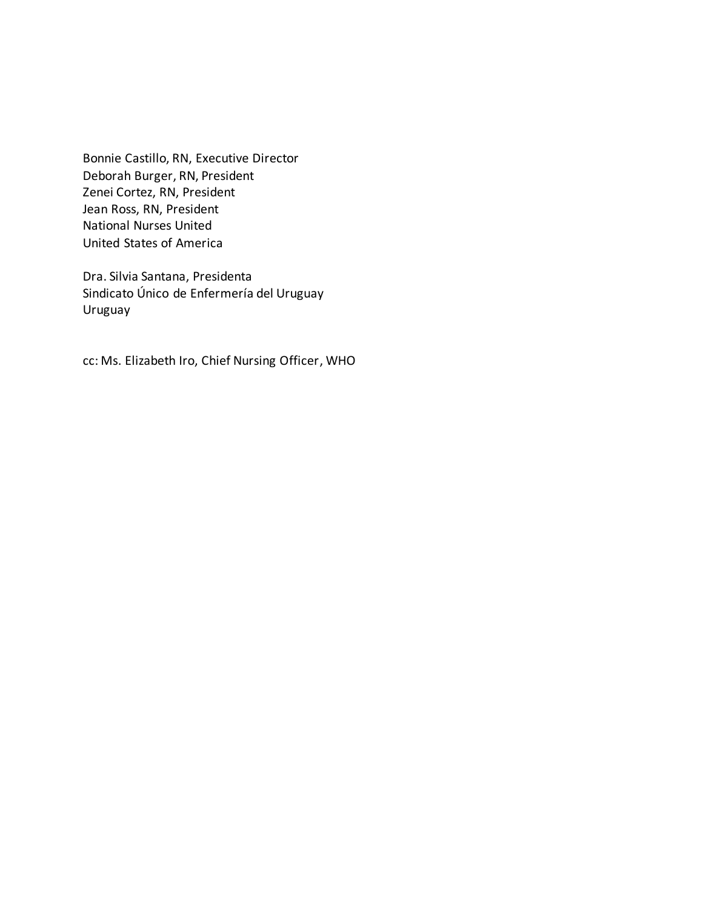Bonnie Castillo, RN, Executive Director
Deborah Burger, RN, President
Zenei Cortez, RN, President
Jean Ross, RN, President
National Nurses United
United States of America

Dra. Silvia Santana, Presidenta
Sindicato Único de Enfermería del Uruguay
Uruguay

cc: Ms. Elizabeth Iro, Chief Nursing Officer, WHO